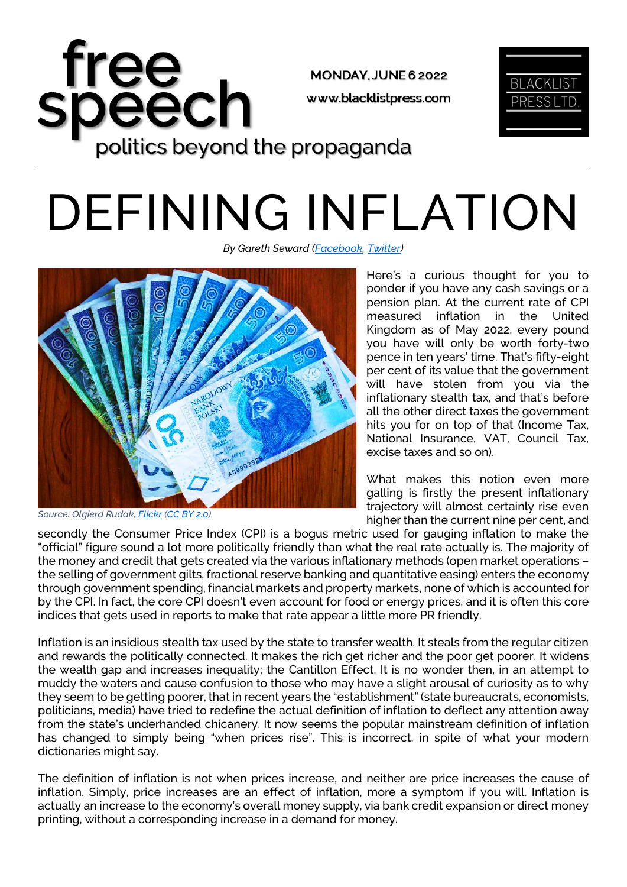# free speech

politics beyond the propaganda

MONDAY, JUNE 6 2022

www.blacklistpress.com

BLACKLIST PRESS LTD.

# DEFINING INFLATION

*By Gareth Seward (Facebook, Twitter)*

*Source: Olgierd Rudak, Flickr (CC BY 2.0)*

Here's a curious thought for you to ponder if you have any cash savings or a pension plan. At the current rate of CPI measured inflation in the United Kingdom as of May 2022, every pound you have will only be worth forty-two pence in ten years' time. That's fifty-eight per cent of its value that the government will have stolen from you via the inflationary stealth tax, and that's before all the other direct taxes the government hits you for on top of that (Income Tax, National Insurance, VAT, Council Tax, excise taxes and so on).

What makes this notion even more galling is firstly the present inflationary trajectory will almost certainly rise even higher than the current nine per cent, and secondly the Consumer Price Index (CPI) is a bogus metric used for gauging inflation to make the "official" figure sound a lot more politically friendly than what the real rate actually is. The majority of the money and credit that gets created via the various inflationary methods (open market operations – the selling of government gilts, fractional reserve banking and quantitative easing) enters the economy through government spending, financial markets and property markets, none of which is accounted for by the CPI. In fact, the core CPI doesn't even account for food or energy prices, and it is often this core indices that gets used in reports to make that rate appear a little more PR friendly.

Inflation is an insidious stealth tax used by the state to transfer wealth. It steals from the regular citizen and rewards the politically connected. It makes the rich get richer and the poor get poorer. It widens the wealth gap and increases inequality; the Cantillon Effect. It is no wonder then, in an attempt to muddy the waters and cause confusion to those who may have a slight arousal of curiosity as to why they seem to be getting poorer, that in recent years the "establishment" (state bureaucrats, economists, politicians, media) have tried to redefine the actual definition of inflation to deflect any attention away from the state's underhanded chicanery. It now seems the popular mainstream definition of inflation has changed to simply being "when prices rise". This is incorrect, in spite of what your modern dictionaries might say.

The definition of inflation is not when prices increase, and neither are price increases the cause of inflation. Simply, price increases are an effect of inflation, more a symptom if you will. Inflation is actually an increase to the economy's overall money supply, via bank credit expansion or direct money printing, without a corresponding increase in a demand for money.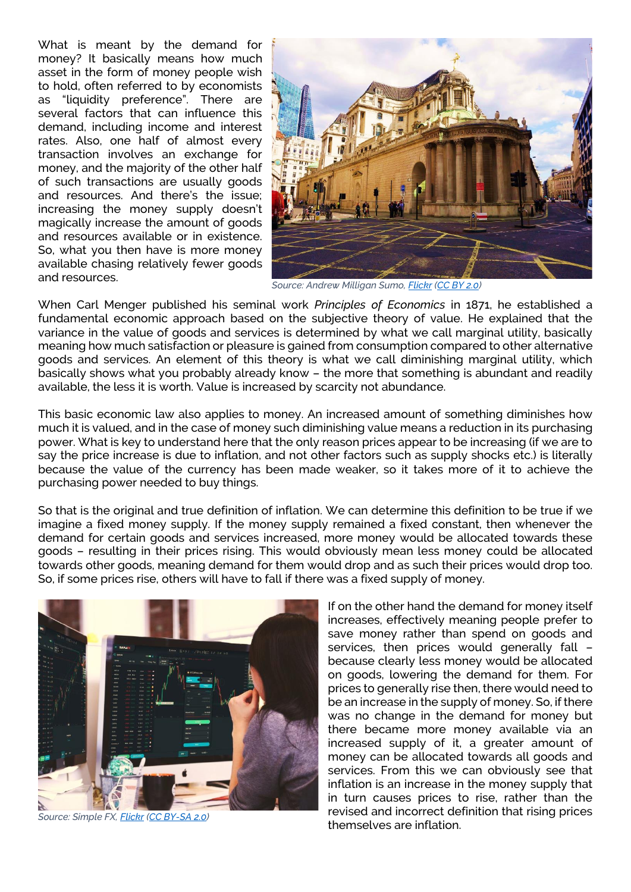What is meant by the demand for money? It basically means how much asset in the form of money people wish to hold, often referred to by economists as "liquidity preference". There are several factors that can influence this demand, including income and interest rates. Also, one half of almost every transaction involves an exchange for money, and the majority of the other half of such transactions are usually goods and resources. And there's the issue; increasing the money supply doesn't magically increase the amount of goods and resources available or in existence. So, what you then have is more money available chasing relatively fewer goods and resources.

*Source: Andrew Milligan Sumo, Flickr (CC BY 2.0)*

When Carl Menger published his seminal work *Principles of Economics* in 1871, he established a fundamental economic approach based on the subjective theory of value. He explained that the variance in the value of goods and services is determined by what we call marginal utility, basically meaning how much satisfaction or pleasure is gained from consumption compared to other alternative goods and services. An element of this theory is what we call diminishing marginal utility, which basically shows what you probably already know – the more that something is abundant and readily available, the less it is worth. Value is increased by scarcity not abundance.

This basic economic law also applies to money. An increased amount of something diminishes how much it is valued, and in the case of money such diminishing value means a reduction in its purchasing power. What is key to understand here that the only reason prices appear to be increasing (if we are to say the price increase is due to inflation, and not other factors such as supply shocks etc.) is literally because the value of the currency has been made weaker, so it takes more of it to achieve the purchasing power needed to buy things.

So that is the original and true definition of inflation. We can determine this definition to be true if we imagine a fixed money supply. If the money supply remained a fixed constant, then whenever the demand for certain goods and services increased, more money would be allocated towards these goods – resulting in their prices rising. This would obviously mean less money could be allocated towards other goods, meaning demand for them would drop and as such their prices would drop too. So, if some prices rise, others will have to fall if there was a fixed supply of money.

*Source: Simple FX, Flickr (CC BY-SA 2.0)*

If on the other hand the demand for money itself increases, effectively meaning people prefer to save money rather than spend on goods and services, then prices would generally fall – because clearly less money would be allocated on goods, lowering the demand for them. For prices to generally rise then, there would need to be an increase in the supply of money. So, if there was no change in the demand for money but there became more money available via an increased supply of it, a greater amount of money can be allocated towards all goods and services. From this we can obviously see that inflation is an increase in the money supply that in turn causes prices to rise, rather than the revised and incorrect definition that rising prices themselves are inflation.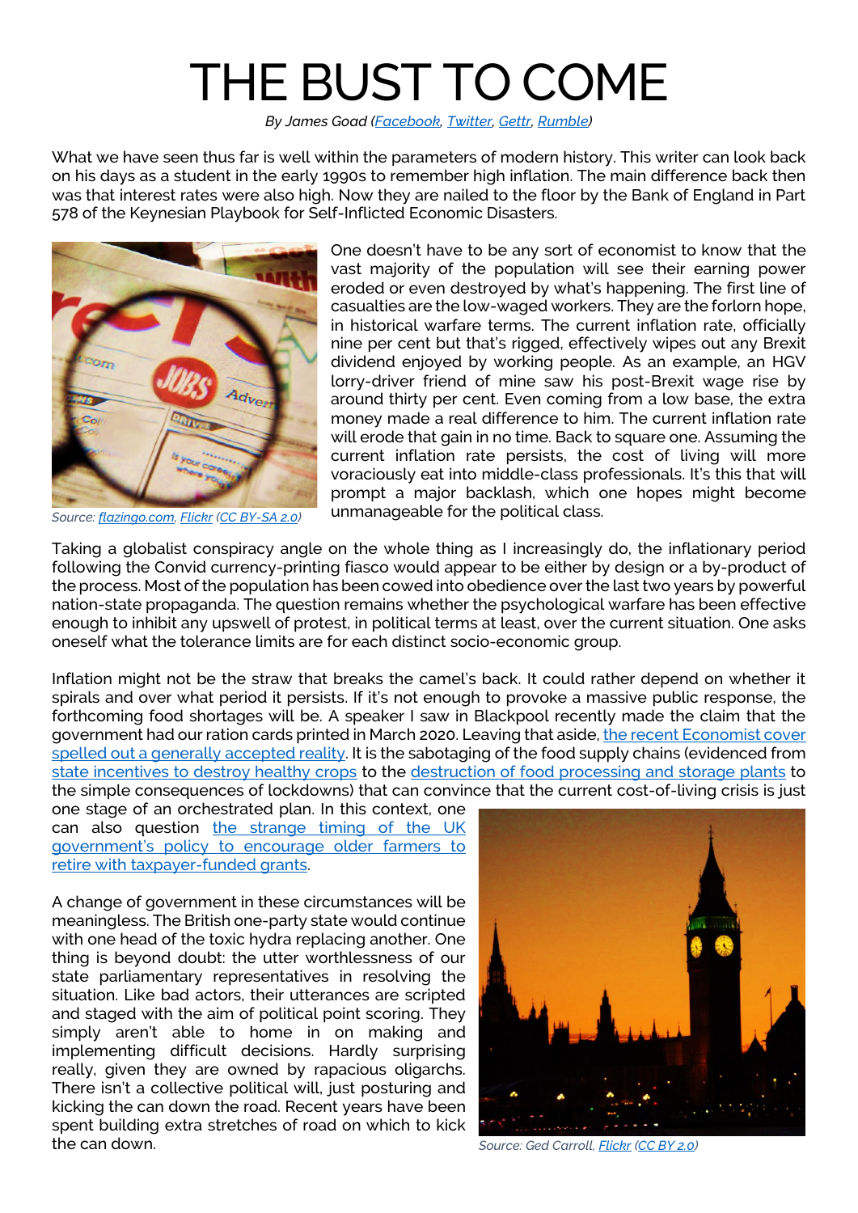# THE BUST TO COME

*By James Goad (Facebook, Twitter, Gettr, Rumble)*

What we have seen thus far is well within the parameters of modern history. This writer can look back on his days as a student in the early 1990s to remember high inflation. The main difference back then was that interest rates were also high. Now they are nailed to the floor by the Bank of England in Part 578 of the Keynesian Playbook for Self-Inflicted Economic Disasters.

*Source: flazingo.com, Flickr (CC BY-SA 2.0)*

One doesn't have to be any sort of economist to know that the vast majority of the population will see their earning power eroded or even destroyed by what's happening. The first line of casualties are the low-waged workers. They are the forlorn hope, in historical warfare terms. The current inflation rate, officially nine per cent but that's rigged, effectively wipes out any Brexit dividend enjoyed by working people. As an example, an HGV lorry-driver friend of mine saw his post-Brexit wage rise by around thirty per cent. Even coming from a low base, the extra money made a real difference to him. The current inflation rate will erode that gain in no time. Back to square one. Assuming the current inflation rate persists, the cost of living will more voraciously eat into middle-class professionals. It's this that will prompt a major backlash, which one hopes might become unmanageable for the political class.

Taking a globalist conspiracy angle on the whole thing as I increasingly do, the inflationary period following the Convid currency-printing fiasco would appear to be either by design or a by-product of the process. Most of the population has been cowed into obedience over the last two years by powerful nation-state propaganda. The question remains whether the psychological warfare has been effective enough to inhibit any upswell of protest, in political terms at least, over the current situation. One asks oneself what the tolerance limits are for each distinct socio-economic group.

Inflation might not be the straw that breaks the camel's back. It could rather depend on whether it spirals and over what period it persists. If it's not enough to provoke a massive public response, the forthcoming food shortages will be. A speaker I saw in Blackpool recently made the claim that the government had our ration cards printed in March 2020. Leaving that aside, the recent Economist cover spelled out a generally accepted reality. It is the sabotaging of the food supply chains (evidenced from state incentives to destroy healthy crops to the destruction of food processing and storage plants to the simple consequences of lockdowns) that can convince that the current cost-of-living crisis is just one stage of an orchestrated plan. In this context, one can also question the strange timing of the UK government's policy to encourage older farmers to retire with taxpayer-funded grants.

A change of government in these circumstances will be meaningless. The British one-party state would continue with one head of the toxic hydra replacing another. One thing is beyond doubt: the utter worthlessness of our state parliamentary representatives in resolving the situation. Like bad actors, their utterances are scripted and staged with the aim of political point scoring. They simply aren't able to home in on making and implementing difficult decisions. Hardly surprising really, given they are owned by rapacious oligarchs. There isn't a collective political will, just posturing and kicking the can down the road. Recent years have been spent building extra stretches of road on which to kick the can down.

*Source: Ged Carroll, Flickr (CC BY 2.0)*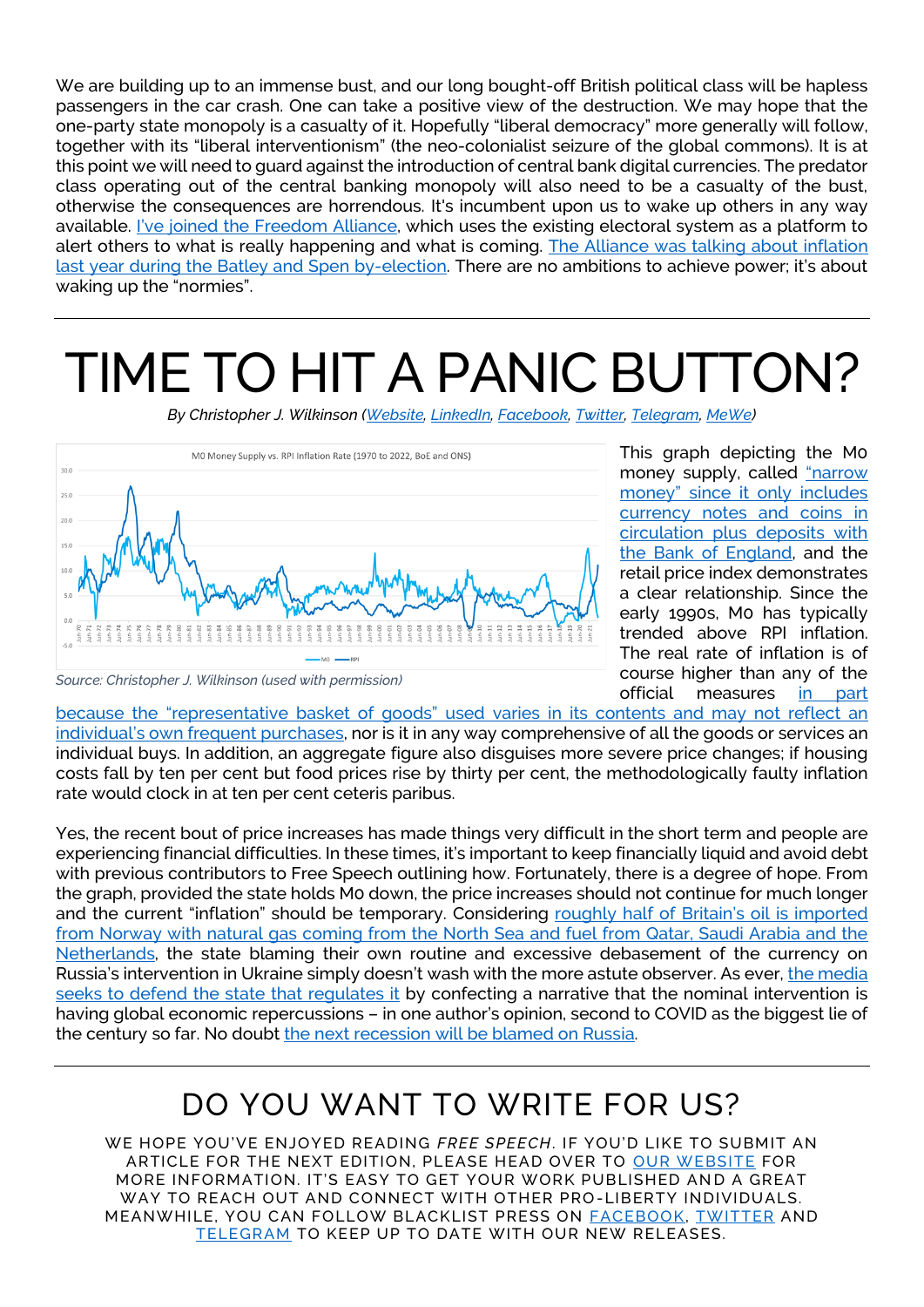We are building up to an immense bust, and our long bought-off British political class will be hapless passengers in the car crash. One can take a positive view of the destruction. We may hope that the one-party state monopoly is a casualty of it. Hopefully "liberal democracy" more generally will follow, together with its "liberal interventionism" (the neo-colonialist seizure of the global commons). It is at this point we will need to guard against the introduction of central bank digital currencies. The predator class operating out of the central banking monopoly will also need to be a casualty of the bust, otherwise the consequences are horrendous. It's incumbent upon us to wake up others in any way available. I've joined the Freedom Alliance, which uses the existing electoral system as a platform to alert others to what is really happening and what is coming. The Alliance was talking about inflation last year during the Batley and Spen by-election. There are no ambitions to achieve power; it's about waking up the "normies".

---

# TIME TO HIT A PANIC BUTTON?

*By Christopher J. Wilkinson (Website, LinkedIn, Facebook, Twitter, Telegram, MeWe)*

M0 Money Supply vs. RPI Inflation Rate (1970 to 2022, BoE and ONS)

30.0
25.0
20.0
15.0
10.0
5.0
0.0
-5.0

Jun-70 … Jun-21

M0 RPI

*Source: Christopher J. Wilkinson (used with permission)*

This graph depicting the M0 money supply, called "narrow money" since it only includes currency notes and coins in circulation plus deposits with the Bank of England, and the retail price index demonstrates a clear relationship. Since the early 1990s, M0 has typically trended above RPI inflation. The real rate of inflation is of course higher than any of the official measures in part because the "representative basket of goods" used varies in its contents and may not reflect an individual's own frequent purchases, nor is it in any way comprehensive of all the goods or services an individual buys. In addition, an aggregate figure also disguises more severe price changes; if housing costs fall by ten per cent but food prices rise by thirty per cent, the methodologically faulty inflation rate would clock in at ten per cent ceteris paribus.

Yes, the recent bout of price increases has made things very difficult in the short term and people are experiencing financial difficulties. In these times, it's important to keep financially liquid and avoid debt with previous contributors to Free Speech outlining how. Fortunately, there is a degree of hope. From the graph, provided the state holds M0 down, the price increases should not continue for much longer and the current "inflation" should be temporary. Considering roughly half of Britain's oil is imported from Norway with natural gas coming from the North Sea and fuel from Qatar, Saudi Arabia and the Netherlands, the state blaming their own routine and excessive debasement of the currency on Russia's intervention in Ukraine simply doesn't wash with the more astute observer. As ever, the media seeks to defend the state that regulates it by confecting a narrative that the nominal intervention is having global economic repercussions – in one author's opinion, second to COVID as the biggest lie of the century so far. No doubt the next recession will be blamed on Russia.

---

## DO YOU WANT TO WRITE FOR US?

WE HOPE YOU'VE ENJOYED READING *FREE SPEECH*. IF YOU'D LIKE TO SUBMIT AN ARTICLE FOR THE NEXT EDITION, PLEASE HEAD OVER TO OUR WEBSITE FOR MORE INFORMATION. IT'S EASY TO GET YOUR WORK PUBLISHED AND A GREAT WAY TO REACH OUT AND CONNECT WITH OTHER PRO-LIBERTY INDIVIDUALS. MEANWHILE, YOU CAN FOLLOW BLACKLIST PRESS ON FACEBOOK, TWITTER AND TELEGRAM TO KEEP UP TO DATE WITH OUR NEW RELEASES.